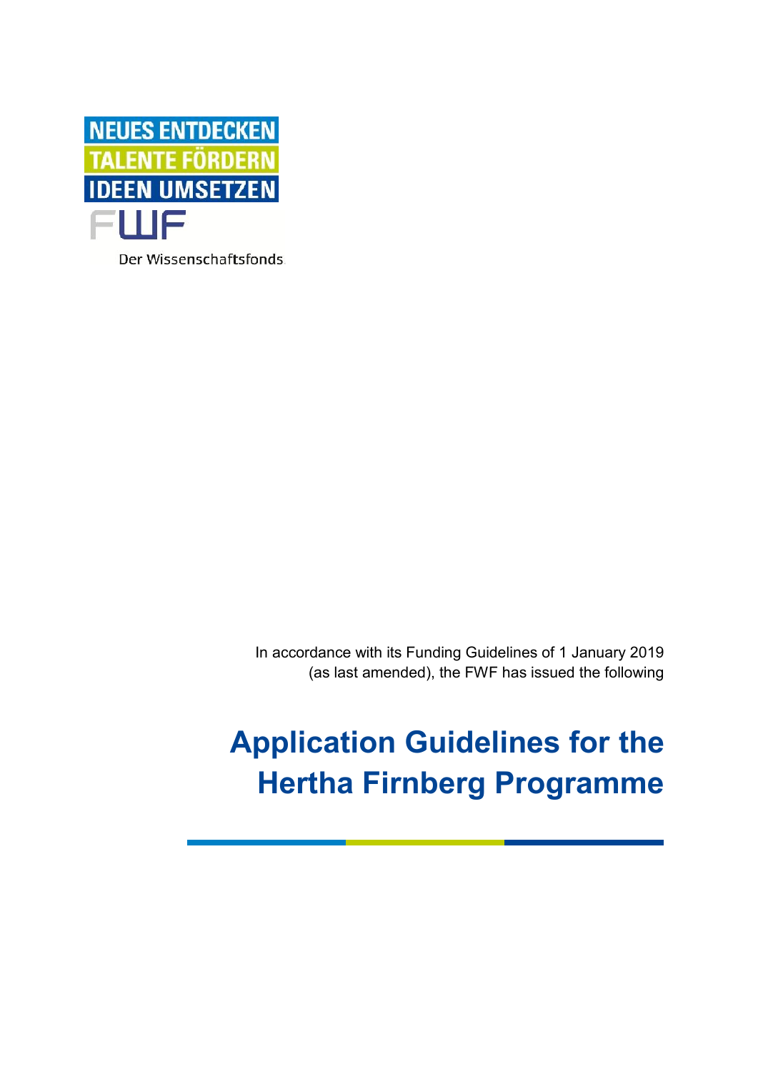NEUES ENTDECKEN
TALENTE FÖRDERN
IDEEN UMSETZEN

FWF

Der Wissenschaftsfonds.

In accordance with its Funding Guidelines of 1 January 2019 (as last amended), the FWF has issued the following

# Application Guidelines for the Hertha Firnberg Programme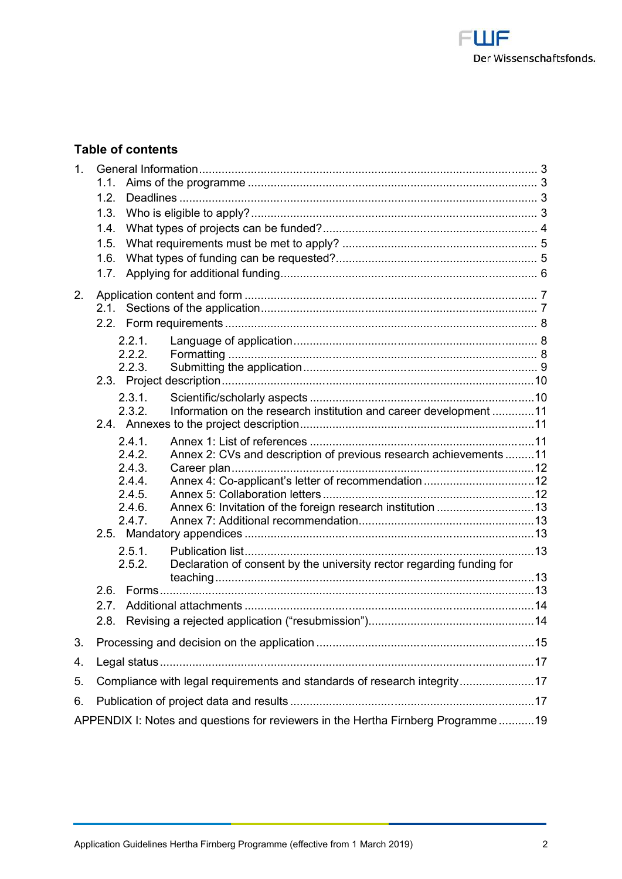## Table of contents

1. General Information ... 3
   - 1.1. Aims of the programme ... 3
   - 1.2. Deadlines ... 3
   - 1.3. Who is eligible to apply? ... 3
   - 1.4. What types of projects can be funded? ... 4
   - 1.5. What requirements must be met to apply? ... 5
   - 1.6. What types of funding can be requested? ... 5
   - 1.7. Applying for additional funding ... 6
2. Application content and form ... 7
   - 2.1. Sections of the application ... 7
   - 2.2. Form requirements ... 8
     - 2.2.1. Language of application ... 8
     - 2.2.2. Formatting ... 8
     - 2.2.3. Submitting the application ... 9
   - 2.3. Project description ... 10
     - 2.3.1. Scientific/scholarly aspects ... 10
     - 2.3.2. Information on the research institution and career development ... 11
   - 2.4. Annexes to the project description ... 11
     - 2.4.1. Annex 1: List of references ... 11
     - 2.4.2. Annex 2: CVs and description of previous research achievements ... 11
     - 2.4.3. Career plan ... 12
     - 2.4.4. Annex 4: Co-applicant's letter of recommendation ... 12
     - 2.4.5. Annex 5: Collaboration letters ... 12
     - 2.4.6. Annex 6: Invitation of the foreign research institution ... 13
     - 2.4.7. Annex 7: Additional recommendation ... 13
   - 2.5. Mandatory appendices ... 13
     - 2.5.1. Publication list ... 13
     - 2.5.2. Declaration of consent by the university rector regarding funding for teaching ... 13
   - 2.6. Forms ... 13
   - 2.7. Additional attachments ... 14
   - 2.8. Revising a rejected application ("resubmission") ... 14
3. Processing and decision on the application ... 15
4. Legal status ... 17
5. Compliance with legal requirements and standards of research integrity ... 17
6. Publication of project data and results ... 17

APPENDIX I: Notes and questions for reviewers in the Hertha Firnberg Programme ... 19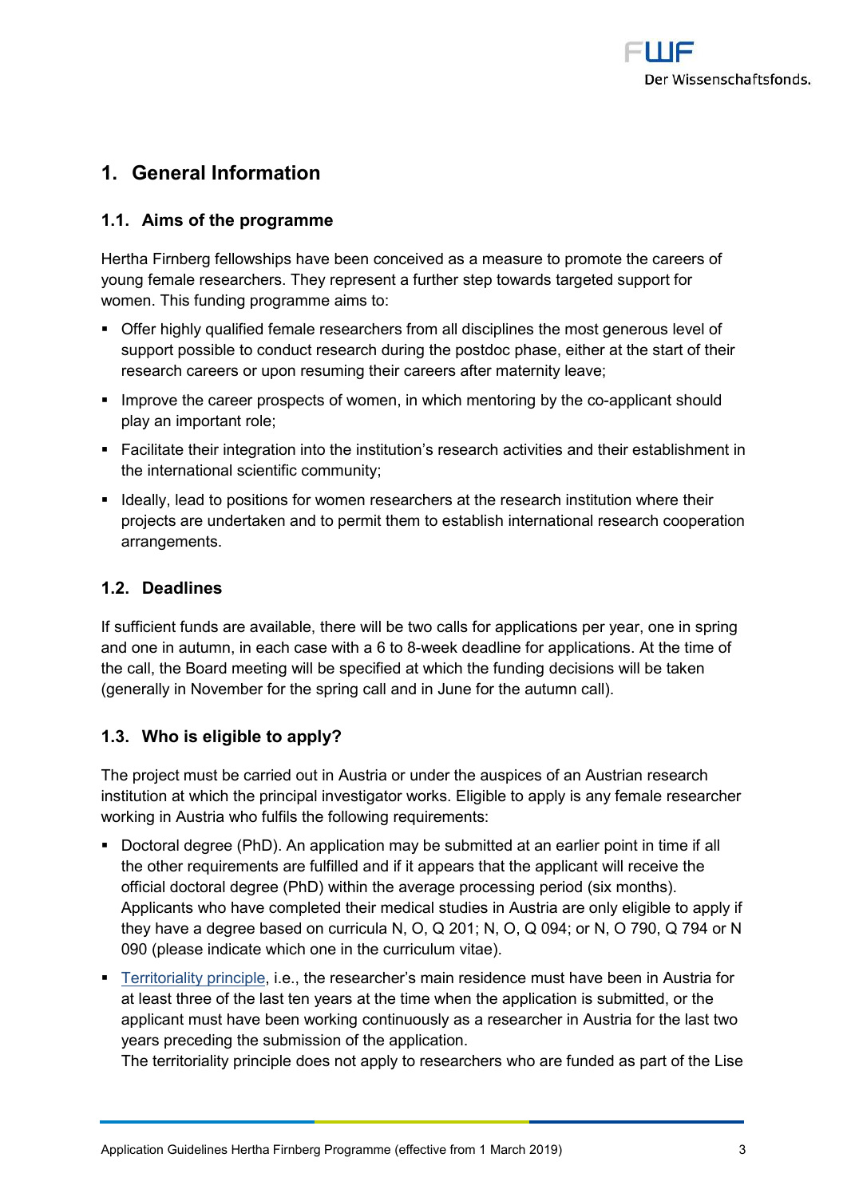# 1. General Information

## 1.1. Aims of the programme

Hertha Firnberg fellowships have been conceived as a measure to promote the careers of young female researchers. They represent a further step towards targeted support for women. This funding programme aims to:

- Offer highly qualified female researchers from all disciplines the most generous level of support possible to conduct research during the postdoc phase, either at the start of their research careers or upon resuming their careers after maternity leave;
- Improve the career prospects of women, in which mentoring by the co-applicant should play an important role;
- Facilitate their integration into the institution's research activities and their establishment in the international scientific community;
- Ideally, lead to positions for women researchers at the research institution where their projects are undertaken and to permit them to establish international research cooperation arrangements.

## 1.2. Deadlines

If sufficient funds are available, there will be two calls for applications per year, one in spring and one in autumn, in each case with a 6 to 8-week deadline for applications. At the time of the call, the Board meeting will be specified at which the funding decisions will be taken (generally in November for the spring call and in June for the autumn call).

## 1.3. Who is eligible to apply?

The project must be carried out in Austria or under the auspices of an Austrian research institution at which the principal investigator works. Eligible to apply is any female researcher working in Austria who fulfils the following requirements:

- Doctoral degree (PhD). An application may be submitted at an earlier point in time if all the other requirements are fulfilled and if it appears that the applicant will receive the official doctoral degree (PhD) within the average processing period (six months). Applicants who have completed their medical studies in Austria are only eligible to apply if they have a degree based on curricula N, O, Q 201; N, O, Q 094; or N, O 790, Q 794 or N 090 (please indicate which one in the curriculum vitae).
- Territoriality principle, i.e., the researcher's main residence must have been in Austria for at least three of the last ten years at the time when the application is submitted, or the applicant must have been working continuously as a researcher in Austria for the last two years preceding the submission of the application.
  The territoriality principle does not apply to researchers who are funded as part of the Lise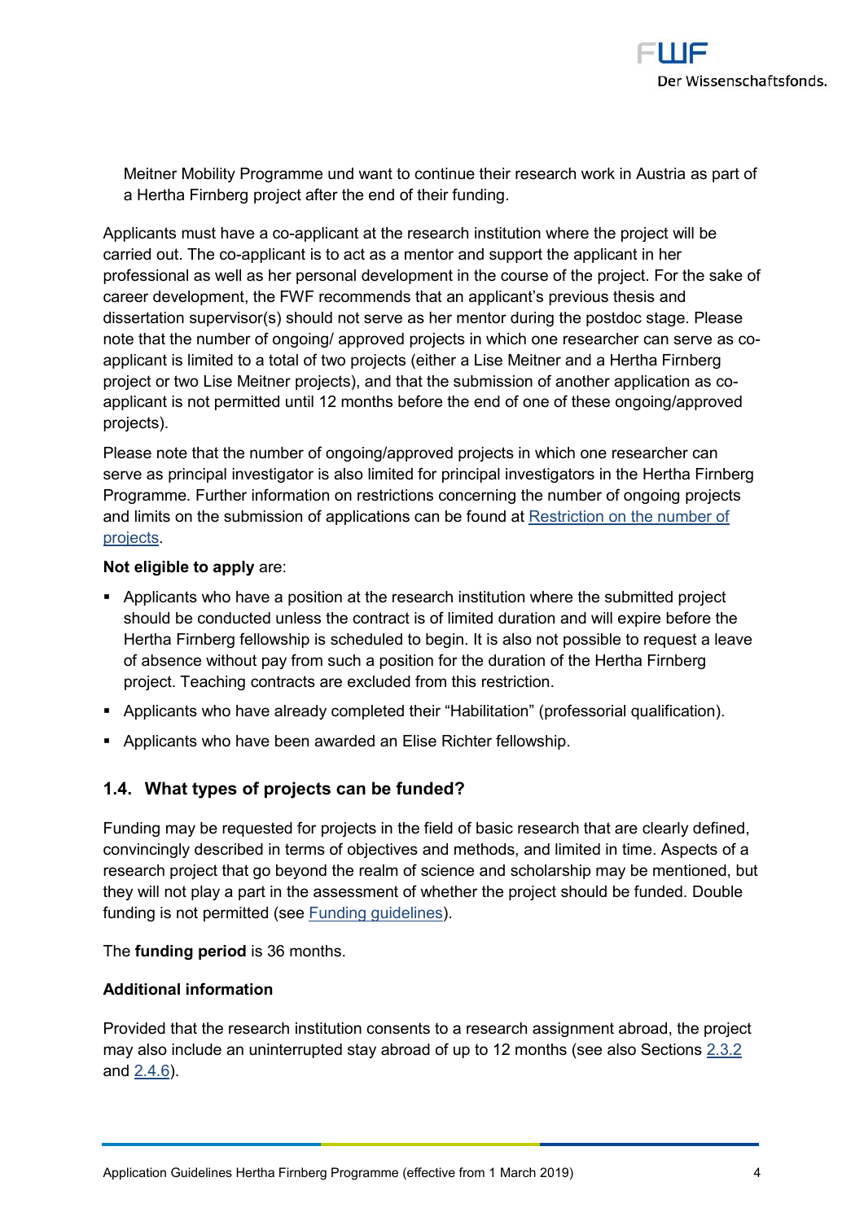Meitner Mobility Programme und want to continue their research work in Austria as part of a Hertha Firnberg project after the end of their funding.

Applicants must have a co-applicant at the research institution where the project will be carried out. The co-applicant is to act as a mentor and support the applicant in her professional as well as her personal development in the course of the project. For the sake of career development, the FWF recommends that an applicant's previous thesis and dissertation supervisor(s) should not serve as her mentor during the postdoc stage. Please note that the number of ongoing/ approved projects in which one researcher can serve as co-applicant is limited to a total of two projects (either a Lise Meitner and a Hertha Firnberg project or two Lise Meitner projects), and that the submission of another application as co-applicant is not permitted until 12 months before the end of one of these ongoing/approved projects).

Please note that the number of ongoing/approved projects in which one researcher can serve as principal investigator is also limited for principal investigators in the Hertha Firnberg Programme. Further information on restrictions concerning the number of ongoing projects and limits on the submission of applications can be found at Restriction on the number of projects.

**Not eligible to apply** are:

- Applicants who have a position at the research institution where the submitted project should be conducted unless the contract is of limited duration and will expire before the Hertha Firnberg fellowship is scheduled to begin. It is also not possible to request a leave of absence without pay from such a position for the duration of the Hertha Firnberg project. Teaching contracts are excluded from this restriction.
- Applicants who have already completed their "Habilitation" (professorial qualification).
- Applicants who have been awarded an Elise Richter fellowship.

## 1.4. What types of projects can be funded?

Funding may be requested for projects in the field of basic research that are clearly defined, convincingly described in terms of objectives and methods, and limited in time. Aspects of a research project that go beyond the realm of science and scholarship may be mentioned, but they will not play a part in the assessment of whether the project should be funded. Double funding is not permitted (see Funding guidelines).

The **funding period** is 36 months.

**Additional information**

Provided that the research institution consents to a research assignment abroad, the project may also include an uninterrupted stay abroad of up to 12 months (see also Sections 2.3.2 and 2.4.6).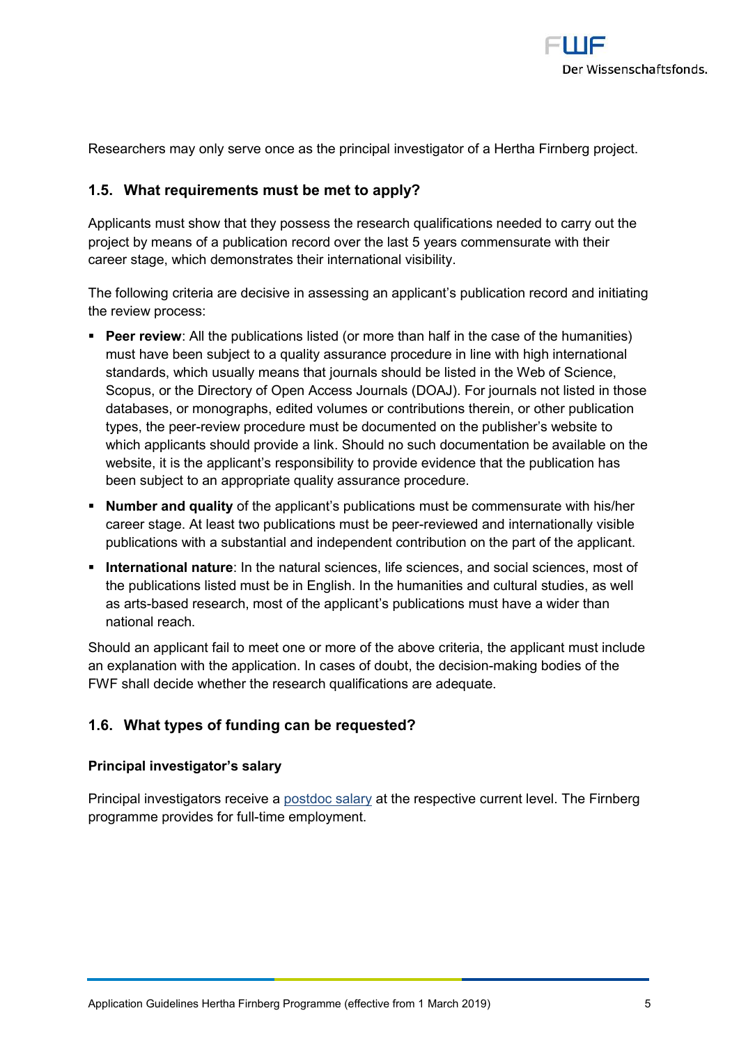Researchers may only serve once as the principal investigator of a Hertha Firnberg project.

## 1.5. What requirements must be met to apply?

Applicants must show that they possess the research qualifications needed to carry out the project by means of a publication record over the last 5 years commensurate with their career stage, which demonstrates their international visibility.

The following criteria are decisive in assessing an applicant's publication record and initiating the review process:

- **Peer review**: All the publications listed (or more than half in the case of the humanities) must have been subject to a quality assurance procedure in line with high international standards, which usually means that journals should be listed in the Web of Science, Scopus, or the Directory of Open Access Journals (DOAJ). For journals not listed in those databases, or monographs, edited volumes or contributions therein, or other publication types, the peer-review procedure must be documented on the publisher's website to which applicants should provide a link. Should no such documentation be available on the website, it is the applicant's responsibility to provide evidence that the publication has been subject to an appropriate quality assurance procedure.
- **Number and quality** of the applicant's publications must be commensurate with his/her career stage. At least two publications must be peer-reviewed and internationally visible publications with a substantial and independent contribution on the part of the applicant.
- **International nature**: In the natural sciences, life sciences, and social sciences, most of the publications listed must be in English. In the humanities and cultural studies, as well as arts-based research, most of the applicant's publications must have a wider than national reach.

Should an applicant fail to meet one or more of the above criteria, the applicant must include an explanation with the application. In cases of doubt, the decision-making bodies of the FWF shall decide whether the research qualifications are adequate.

## 1.6. What types of funding can be requested?

### Principal investigator's salary

Principal investigators receive a postdoc salary at the respective current level. The Firnberg programme provides for full-time employment.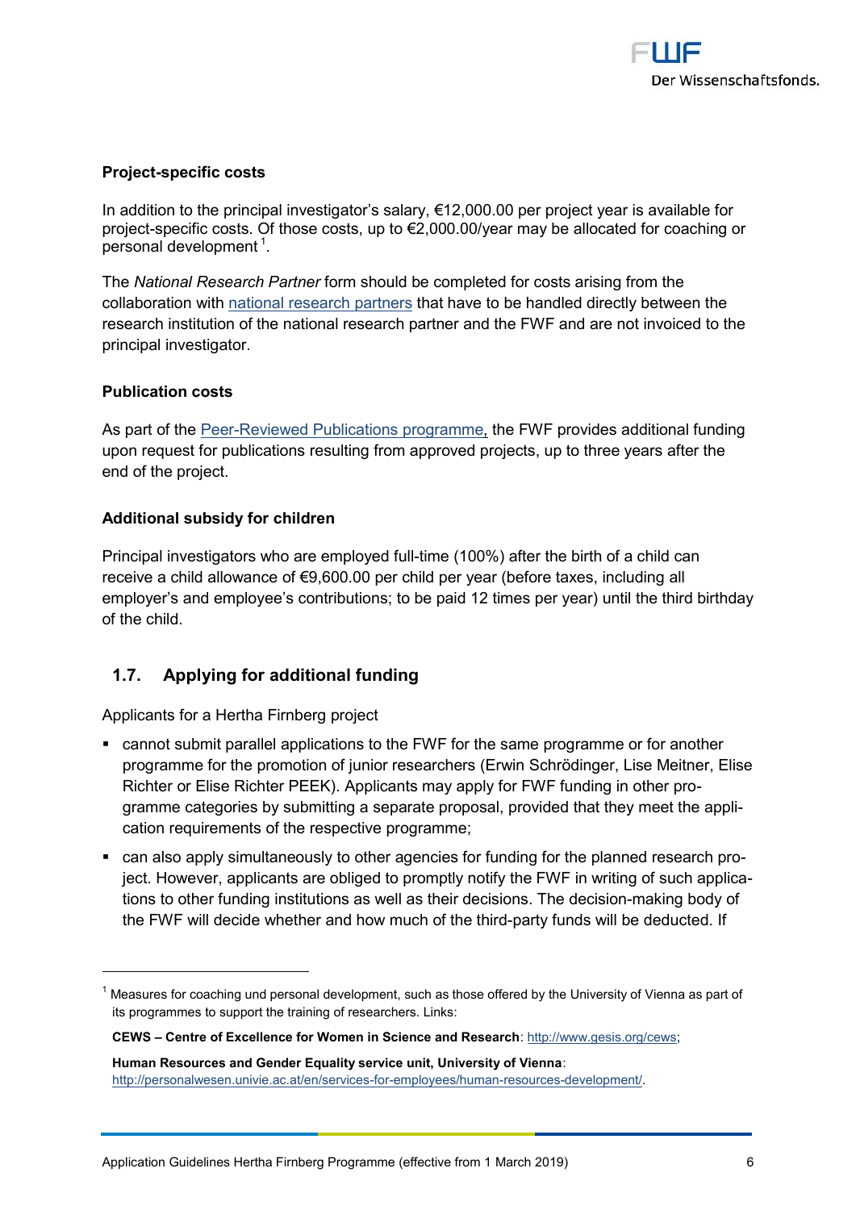**Project-specific costs**

In addition to the principal investigator's salary, €12,000.00 per project year is available for project-specific costs. Of those costs, up to €2,000.00/year may be allocated for coaching or personal development [1].

The *National Research Partner* form should be completed for costs arising from the collaboration with national research partners that have to be handled directly between the research institution of the national research partner and the FWF and are not invoiced to the principal investigator.

**Publication costs**

As part of the Peer-Reviewed Publications programme, the FWF provides additional funding upon request for publications resulting from approved projects, up to three years after the end of the project.

**Additional subsidy for children**

Principal investigators who are employed full-time (100%) after the birth of a child can receive a child allowance of €9,600.00 per child per year (before taxes, including all employer's and employee's contributions; to be paid 12 times per year) until the third birthday of the child.

## 1.7. Applying for additional funding

Applicants for a Hertha Firnberg project

- cannot submit parallel applications to the FWF for the same programme or for another programme for the promotion of junior researchers (Erwin Schrödinger, Lise Meitner, Elise Richter or Elise Richter PEEK). Applicants may apply for FWF funding in other programme categories by submitting a separate proposal, provided that they meet the application requirements of the respective programme;
- can also apply simultaneously to other agencies for funding for the planned research project. However, applicants are obliged to promptly notify the FWF in writing of such applications to other funding institutions as well as their decisions. The decision-making body of the FWF will decide whether and how much of the third-party funds will be deducted. If

---

[1] Measures for coaching und personal development, such as those offered by the University of Vienna as part of its programmes to support the training of researchers. Links:

**CEWS – Centre of Excellence for Women in Science and Research**: http://www.gesis.org/cews;

**Human Resources and Gender Equality service unit, University of Vienna**: http://personalwesen.univie.ac.at/en/services-for-employees/human-resources-development/.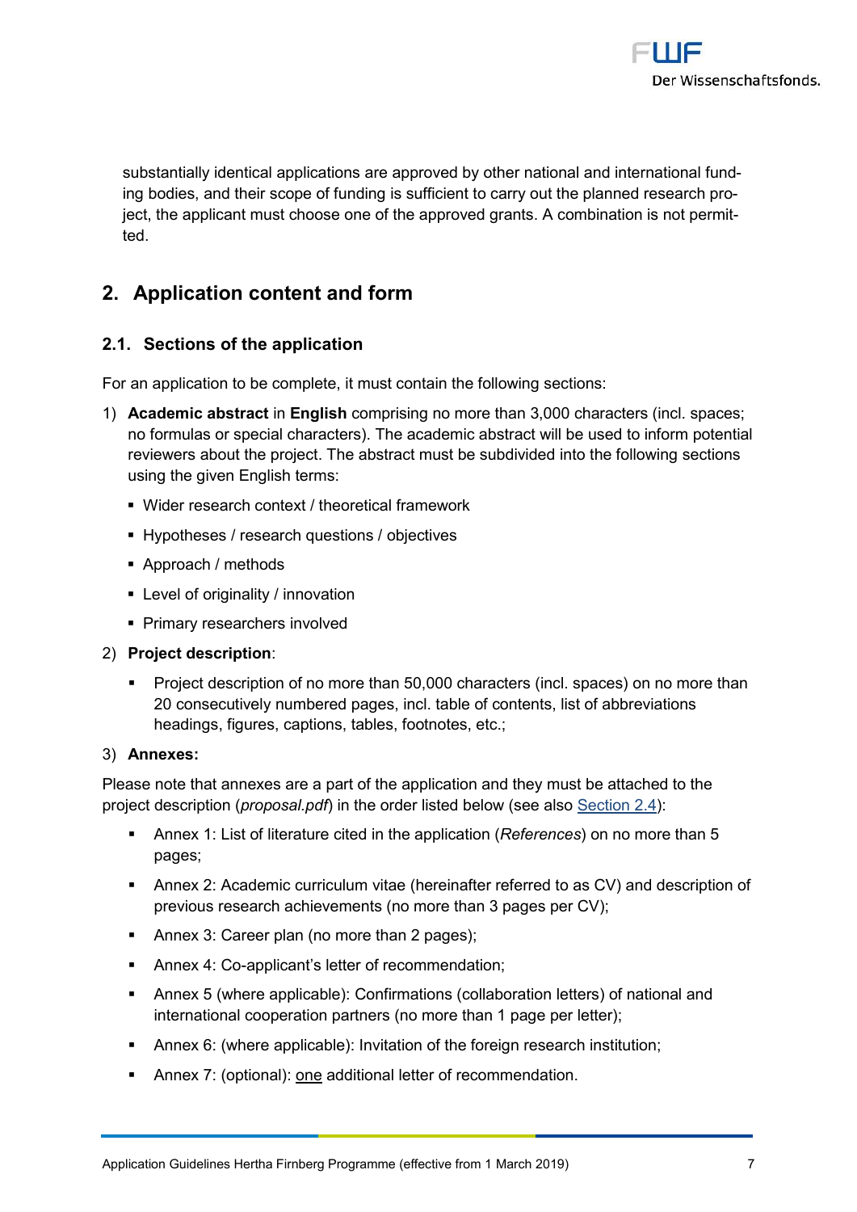substantially identical applications are approved by other national and international funding bodies, and their scope of funding is sufficient to carry out the planned research project, the applicant must choose one of the approved grants. A combination is not permitted.

## 2. Application content and form

### 2.1. Sections of the application

For an application to be complete, it must contain the following sections:

1) **Academic abstract** in **English** comprising no more than 3,000 characters (incl. spaces; no formulas or special characters). The academic abstract will be used to inform potential reviewers about the project. The abstract must be subdivided into the following sections using the given English terms:
   - Wider research context / theoretical framework
   - Hypotheses / research questions / objectives
   - Approach / methods
   - Level of originality / innovation
   - Primary researchers involved

2) **Project description**:
   - Project description of no more than 50,000 characters (incl. spaces) on no more than 20 consecutively numbered pages, incl. table of contents, list of abbreviations headings, figures, captions, tables, footnotes, etc.;

3) **Annexes:**

Please note that annexes are a part of the application and they must be attached to the project description (*proposal.pdf*) in the order listed below (see also Section 2.4):

- Annex 1: List of literature cited in the application (*References*) on no more than 5 pages;
- Annex 2: Academic curriculum vitae (hereinafter referred to as CV) and description of previous research achievements (no more than 3 pages per CV);
- Annex 3: Career plan (no more than 2 pages);
- Annex 4: Co-applicant's letter of recommendation;
- Annex 5 (where applicable): Confirmations (collaboration letters) of national and international cooperation partners (no more than 1 page per letter);
- Annex 6: (where applicable): Invitation of the foreign research institution;
- Annex 7: (optional): one additional letter of recommendation.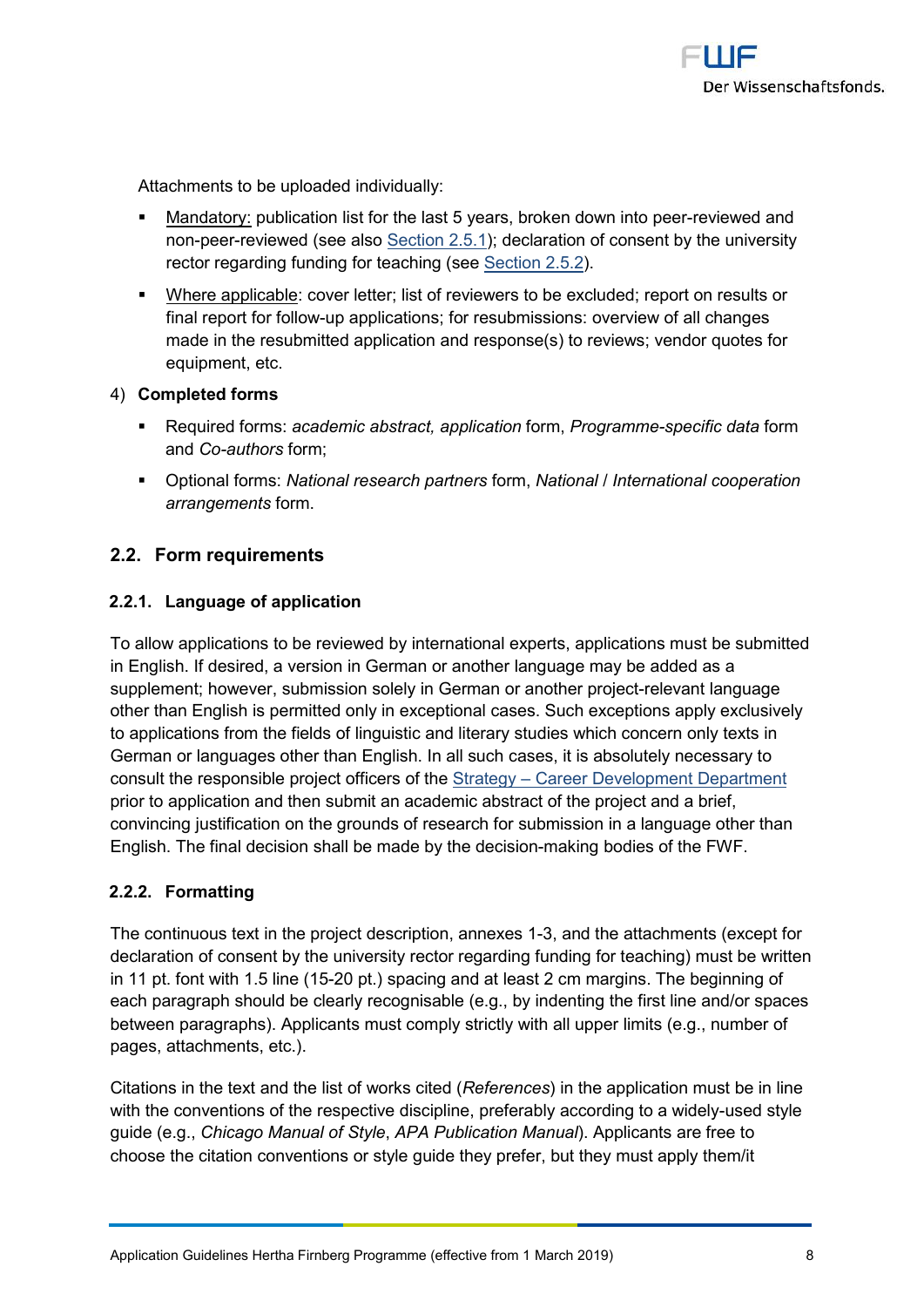Attachments to be uploaded individually:

- Mandatory: publication list for the last 5 years, broken down into peer-reviewed and non-peer-reviewed (see also Section 2.5.1); declaration of consent by the university rector regarding funding for teaching (see Section 2.5.2).
- Where applicable: cover letter; list of reviewers to be excluded; report on results or final report for follow-up applications; for resubmissions: overview of all changes made in the resubmitted application and response(s) to reviews; vendor quotes for equipment, etc.

4) **Completed forms**

- Required forms: *academic abstract, application* form, *Programme-specific data* form and *Co-authors* form;
- Optional forms: *National research partners* form, *National / International cooperation arrangements* form.

## 2.2. Form requirements

### 2.2.1. Language of application

To allow applications to be reviewed by international experts, applications must be submitted in English. If desired, a version in German or another language may be added as a supplement; however, submission solely in German or another project-relevant language other than English is permitted only in exceptional cases. Such exceptions apply exclusively to applications from the fields of linguistic and literary studies which concern only texts in German or languages other than English. In all such cases, it is absolutely necessary to consult the responsible project officers of the Strategy – Career Development Department prior to application and then submit an academic abstract of the project and a brief, convincing justification on the grounds of research for submission in a language other than English. The final decision shall be made by the decision-making bodies of the FWF.

### 2.2.2. Formatting

The continuous text in the project description, annexes 1-3, and the attachments (except for declaration of consent by the university rector regarding funding for teaching) must be written in 11 pt. font with 1.5 line (15-20 pt.) spacing and at least 2 cm margins. The beginning of each paragraph should be clearly recognisable (e.g., by indenting the first line and/or spaces between paragraphs). Applicants must comply strictly with all upper limits (e.g., number of pages, attachments, etc.).

Citations in the text and the list of works cited (*References*) in the application must be in line with the conventions of the respective discipline, preferably according to a widely-used style guide (e.g., *Chicago Manual of Style*, *APA Publication Manual*). Applicants are free to choose the citation conventions or style guide they prefer, but they must apply them/it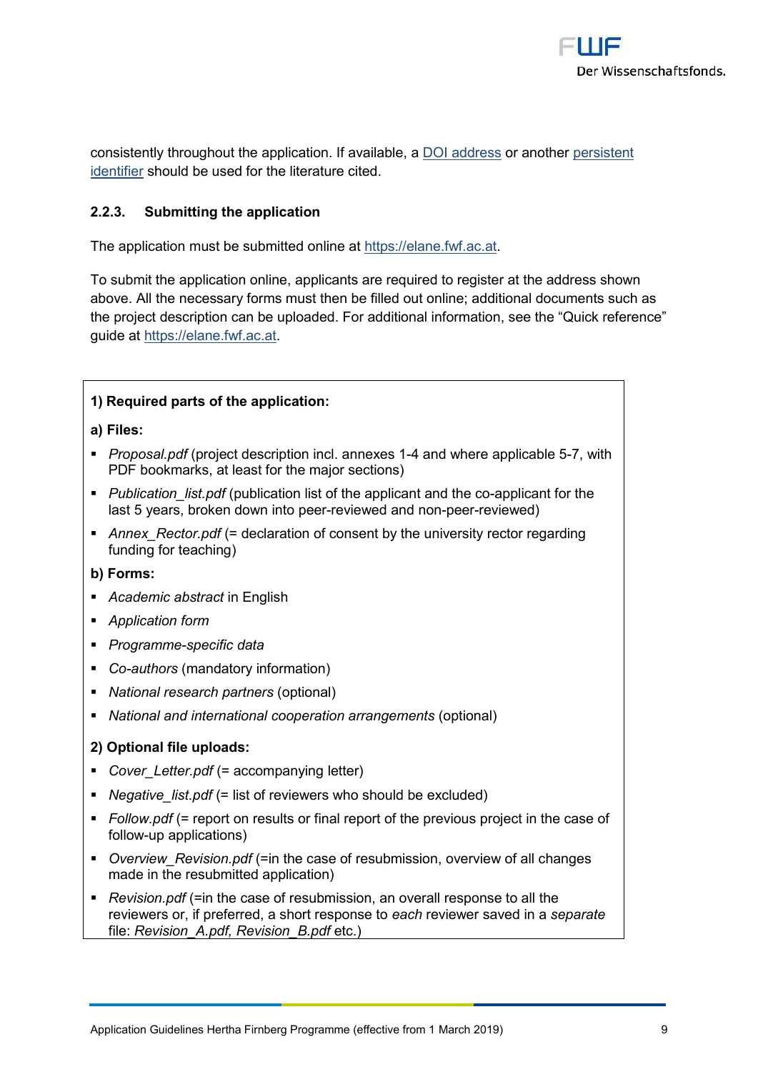consistently throughout the application. If available, a [DOI address]() or another [persistent identifier]() should be used for the literature cited.

#### 2.2.3. Submitting the application

The application must be submitted online at [https://elane.fwf.ac.at](https://elane.fwf.ac.at).

To submit the application online, applicants are required to register at the address shown above. All the necessary forms must then be filled out online; additional documents such as the project description can be uploaded. For additional information, see the "Quick reference" guide at [https://elane.fwf.ac.at](https://elane.fwf.ac.at).

**1) Required parts of the application:**

**a) Files:**

- *Proposal.pdf* (project description incl. annexes 1-4 and where applicable 5-7, with PDF bookmarks, at least for the major sections)
- *Publication_list.pdf* (publication list of the applicant and the co-applicant for the last 5 years, broken down into peer-reviewed and non-peer-reviewed)
- *Annex_Rector.pdf* (= declaration of consent by the university rector regarding funding for teaching)

**b) Forms:**

- *Academic abstract* in English
- *Application form*
- *Programme-specific data*
- *Co-authors* (mandatory information)
- *National research partners* (optional)
- *National and international cooperation arrangements* (optional)

**2) Optional file uploads:**

- *Cover_Letter.pdf* (= accompanying letter)
- *Negative_list.pdf* (= list of reviewers who should be excluded)
- *Follow.pdf* (= report on results or final report of the previous project in the case of follow-up applications)
- *Overview_Revision.pdf* (=in the case of resubmission, overview of all changes made in the resubmitted application)
- *Revision.pdf* (=in the case of resubmission, an overall response to all the reviewers or, if preferred, a short response to *each* reviewer saved in a *separate* file: *Revision_A.pdf, Revision_B.pdf* etc.)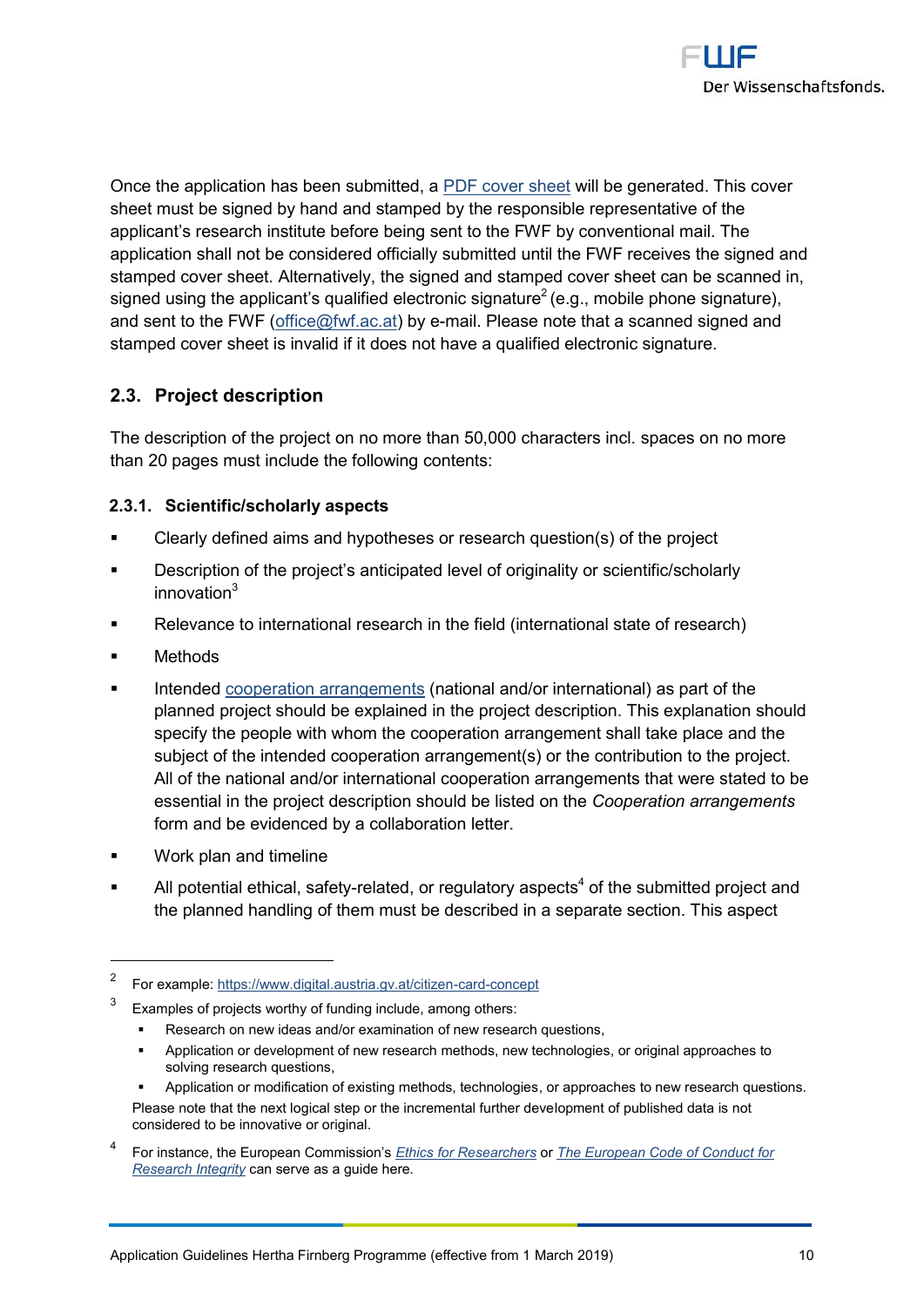Once the application has been submitted, a PDF cover sheet will be generated. This cover sheet must be signed by hand and stamped by the responsible representative of the applicant's research institute before being sent to the FWF by conventional mail. The application shall not be considered officially submitted until the FWF receives the signed and stamped cover sheet. Alternatively, the signed and stamped cover sheet can be scanned in, signed using the applicant's qualified electronic signature[2] (e.g., mobile phone signature), and sent to the FWF (office@fwf.ac.at) by e-mail. Please note that a scanned signed and stamped cover sheet is invalid if it does not have a qualified electronic signature.

## 2.3. Project description

The description of the project on no more than 50,000 characters incl. spaces on no more than 20 pages must include the following contents:

### 2.3.1. Scientific/scholarly aspects

- Clearly defined aims and hypotheses or research question(s) of the project
- Description of the project's anticipated level of originality or scientific/scholarly innovation[3]
- Relevance to international research in the field (international state of research)
- Methods
- Intended cooperation arrangements (national and/or international) as part of the planned project should be explained in the project description. This explanation should specify the people with whom the cooperation arrangement shall take place and the subject of the intended cooperation arrangement(s) or the contribution to the project. All of the national and/or international cooperation arrangements that were stated to be essential in the project description should be listed on the *Cooperation arrangements* form and be evidenced by a collaboration letter.
- Work plan and timeline
- All potential ethical, safety-related, or regulatory aspects[4] of the submitted project and the planned handling of them must be described in a separate section. This aspect

---

[2] For example: https://www.digital.austria.gv.at/citizen-card-concept

[3] Examples of projects worthy of funding include, among others:

- Research on new ideas and/or examination of new research questions,
- Application or development of new research methods, new technologies, or original approaches to solving research questions,
- Application or modification of existing methods, technologies, or approaches to new research questions.

Please note that the next logical step or the incremental further development of published data is not considered to be innovative or original.

[4] For instance, the European Commission's *Ethics for Researchers* or *The European Code of Conduct for Research Integrity* can serve as a guide here.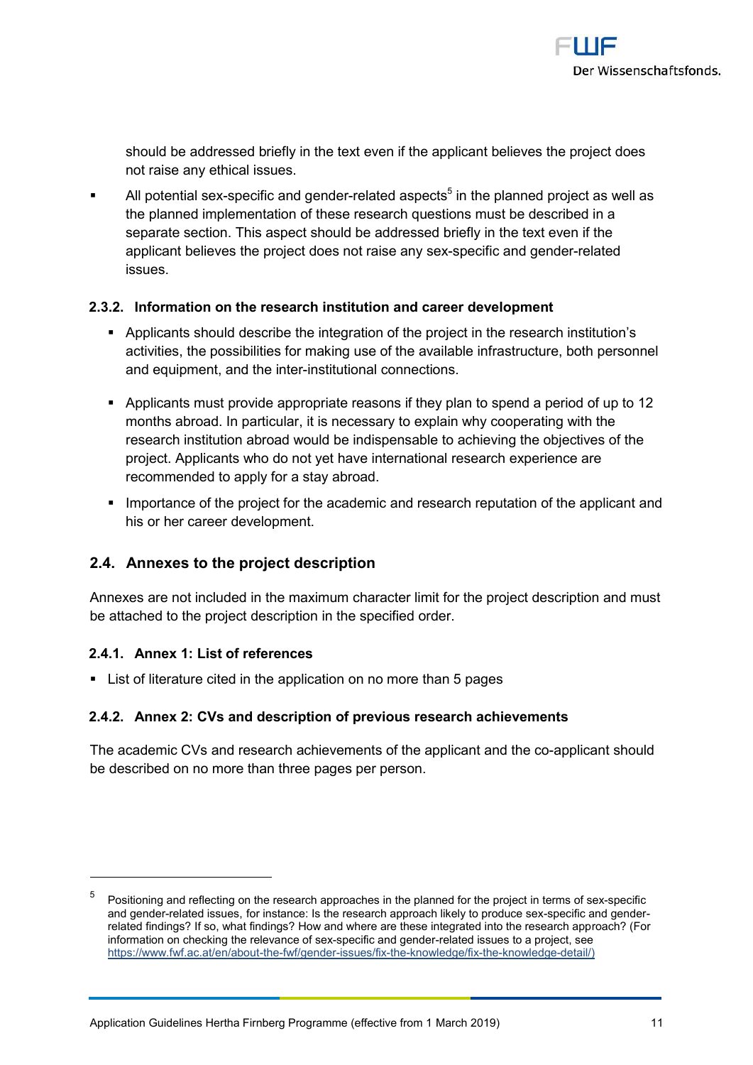should be addressed briefly in the text even if the applicant believes the project does not raise any ethical issues.

- All potential sex-specific and gender-related aspects[5] in the planned project as well as the planned implementation of these research questions must be described in a separate section. This aspect should be addressed briefly in the text even if the applicant believes the project does not raise any sex-specific and gender-related issues.

#### 2.3.2. Information on the research institution and career development

- Applicants should describe the integration of the project in the research institution's activities, the possibilities for making use of the available infrastructure, both personnel and equipment, and the inter-institutional connections.
- Applicants must provide appropriate reasons if they plan to spend a period of up to 12 months abroad. In particular, it is necessary to explain why cooperating with the research institution abroad would be indispensable to achieving the objectives of the project. Applicants who do not yet have international research experience are recommended to apply for a stay abroad.
- Importance of the project for the academic and research reputation of the applicant and his or her career development.

### 2.4. Annexes to the project description

Annexes are not included in the maximum character limit for the project description and must be attached to the project description in the specified order.

#### 2.4.1. Annex 1: List of references

- List of literature cited in the application on no more than 5 pages

#### 2.4.2. Annex 2: CVs and description of previous research achievements

The academic CVs and research achievements of the applicant and the co-applicant should be described on no more than three pages per person.

---

[5] Positioning and reflecting on the research approaches in the planned for the project in terms of sex-specific and gender-related issues, for instance: Is the research approach likely to produce sex-specific and gender-related findings? If so, what findings? How and where are these integrated into the research approach? (For information on checking the relevance of sex-specific and gender-related issues to a project, see https://www.fwf.ac.at/en/about-the-fwf/gender-issues/fix-the-knowledge/fix-the-knowledge-detail/)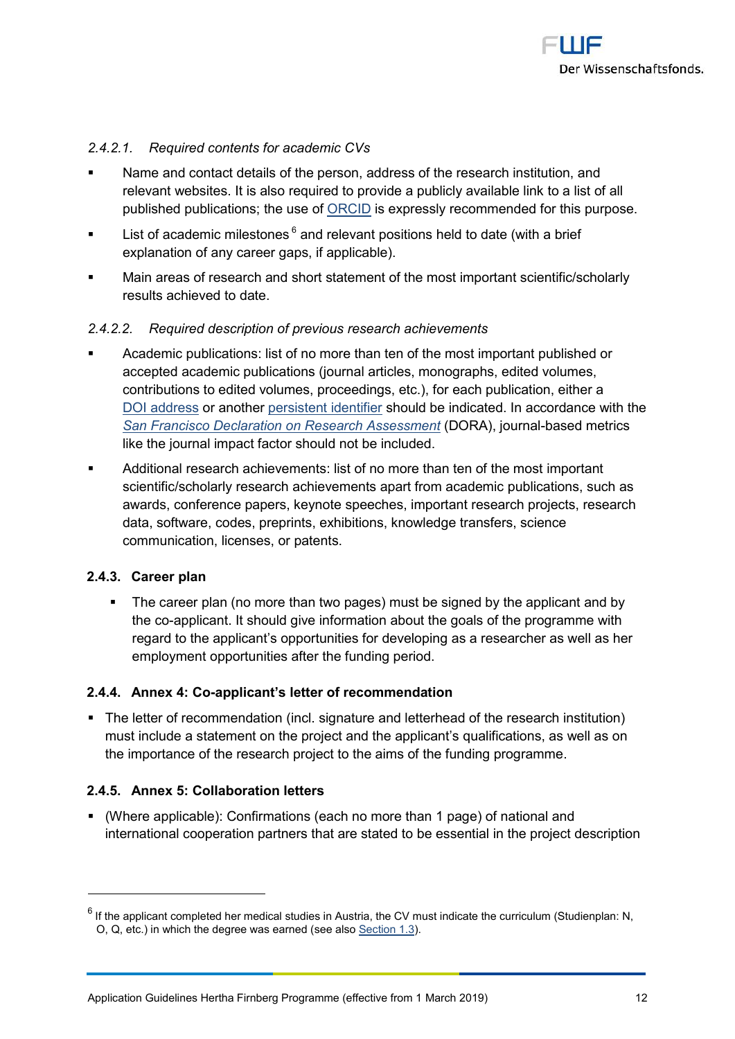#### *2.4.2.1. Required contents for academic CVs*

- Name and contact details of the person, address of the research institution, and relevant websites. It is also required to provide a publicly available link to a list of all published publications; the use of ORCID is expressly recommended for this purpose.
- List of academic milestones [6] and relevant positions held to date (with a brief explanation of any career gaps, if applicable).
- Main areas of research and short statement of the most important scientific/scholarly results achieved to date.

#### *2.4.2.2. Required description of previous research achievements*

- Academic publications: list of no more than ten of the most important published or accepted academic publications (journal articles, monographs, edited volumes, contributions to edited volumes, proceedings, etc.), for each publication, either a DOI address or another persistent identifier should be indicated. In accordance with the *San Francisco Declaration on Research Assessment* (DORA), journal-based metrics like the journal impact factor should not be included.
- Additional research achievements: list of no more than ten of the most important scientific/scholarly research achievements apart from academic publications, such as awards, conference papers, keynote speeches, important research projects, research data, software, codes, preprints, exhibitions, knowledge transfers, science communication, licenses, or patents.

### 2.4.3. Career plan

- The career plan (no more than two pages) must be signed by the applicant and by the co-applicant. It should give information about the goals of the programme with regard to the applicant's opportunities for developing as a researcher as well as her employment opportunities after the funding period.

### 2.4.4. Annex 4: Co-applicant's letter of recommendation

- The letter of recommendation (incl. signature and letterhead of the research institution) must include a statement on the project and the applicant's qualifications, as well as on the importance of the research project to the aims of the funding programme.

### 2.4.5. Annex 5: Collaboration letters

- (Where applicable): Confirmations (each no more than 1 page) of national and international cooperation partners that are stated to be essential in the project description

---

[6] If the applicant completed her medical studies in Austria, the CV must indicate the curriculum (Studienplan: N, O, Q, etc.) in which the degree was earned (see also Section 1.3).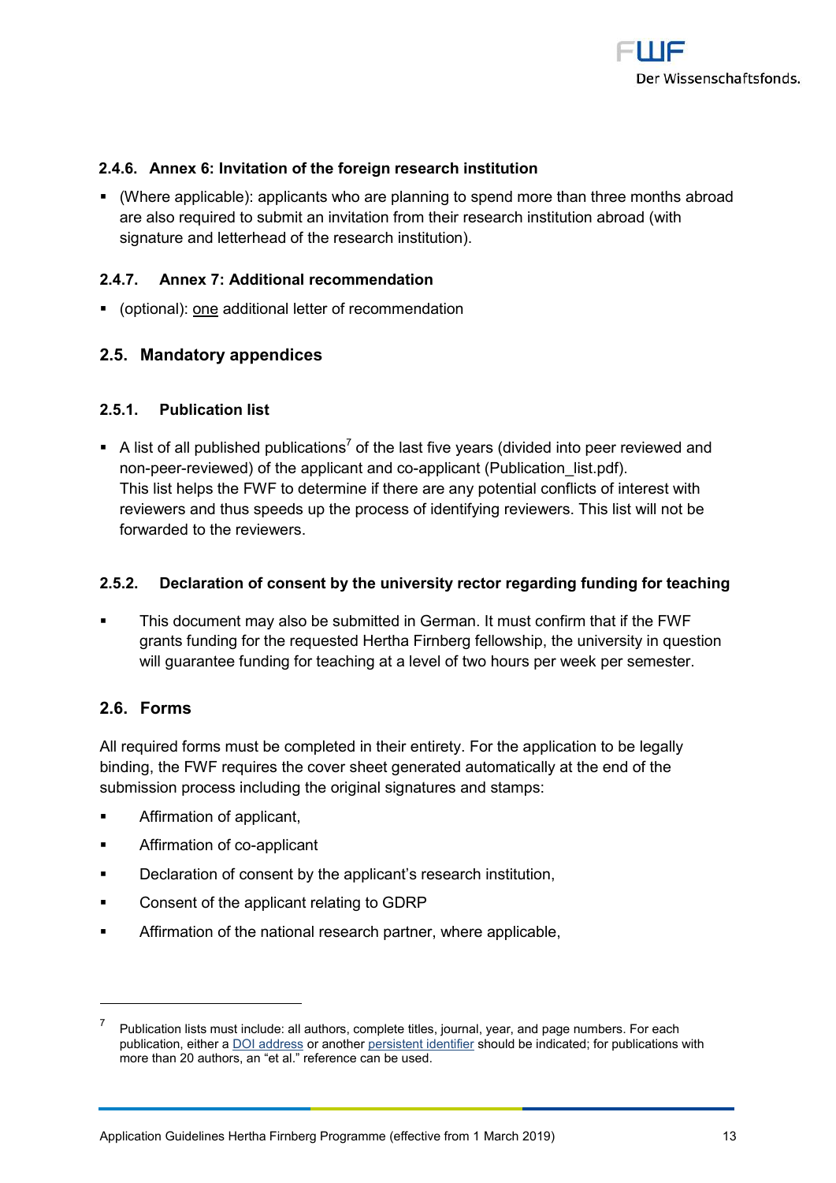#### 2.4.6. Annex 6: Invitation of the foreign research institution

- (Where applicable): applicants who are planning to spend more than three months abroad are also required to submit an invitation from their research institution abroad (with signature and letterhead of the research institution).

#### 2.4.7. Annex 7: Additional recommendation

- (optional): one additional letter of recommendation

### 2.5. Mandatory appendices

#### 2.5.1. Publication list

- A list of all published publications[7] of the last five years (divided into peer reviewed and non-peer-reviewed) of the applicant and co-applicant (Publication_list.pdf).
  This list helps the FWF to determine if there are any potential conflicts of interest with reviewers and thus speeds up the process of identifying reviewers. This list will not be forwarded to the reviewers.

#### 2.5.2. Declaration of consent by the university rector regarding funding for teaching

- This document may also be submitted in German. It must confirm that if the FWF grants funding for the requested Hertha Firnberg fellowship, the university in question will guarantee funding for teaching at a level of two hours per week per semester.

### 2.6. Forms

All required forms must be completed in their entirety. For the application to be legally binding, the FWF requires the cover sheet generated automatically at the end of the submission process including the original signatures and stamps:

- Affirmation of applicant,
- Affirmation of co-applicant
- Declaration of consent by the applicant's research institution,
- Consent of the applicant relating to GDRP
- Affirmation of the national research partner, where applicable,

---

[7] Publication lists must include: all authors, complete titles, journal, year, and page numbers. For each publication, either a DOI address or another persistent identifier should be indicated; for publications with more than 20 authors, an "et al." reference can be used.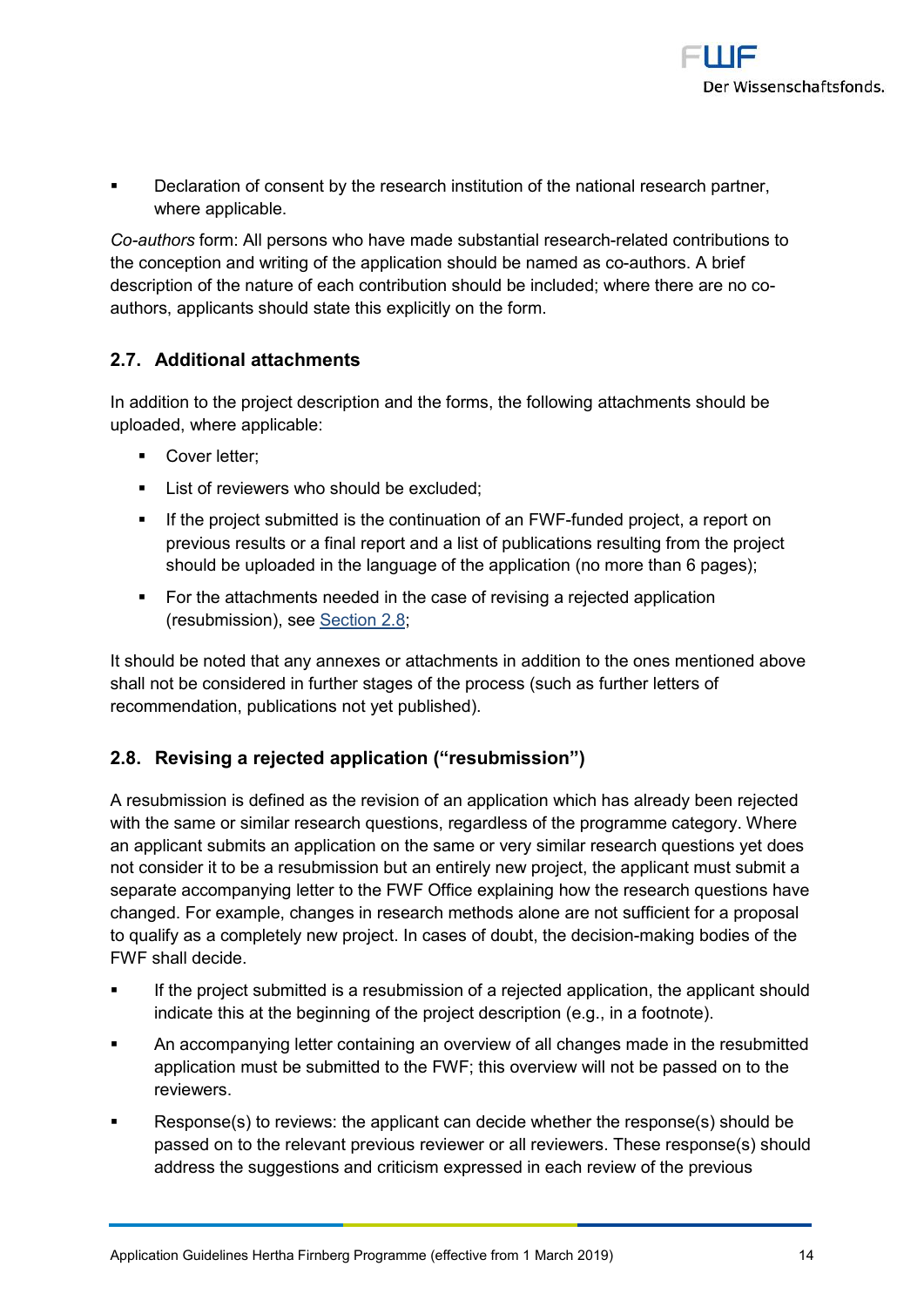- Declaration of consent by the research institution of the national research partner, where applicable.

*Co-authors* form: All persons who have made substantial research-related contributions to the conception and writing of the application should be named as co-authors. A brief description of the nature of each contribution should be included; where there are no co-authors, applicants should state this explicitly on the form.

## 2.7. Additional attachments

In addition to the project description and the forms, the following attachments should be uploaded, where applicable:

- Cover letter;
- List of reviewers who should be excluded;
- If the project submitted is the continuation of an FWF-funded project, a report on previous results or a final report and a list of publications resulting from the project should be uploaded in the language of the application (no more than 6 pages);
- For the attachments needed in the case of revising a rejected application (resubmission), see Section 2.8;

It should be noted that any annexes or attachments in addition to the ones mentioned above shall not be considered in further stages of the process (such as further letters of recommendation, publications not yet published).

## 2.8. Revising a rejected application ("resubmission")

A resubmission is defined as the revision of an application which has already been rejected with the same or similar research questions, regardless of the programme category. Where an applicant submits an application on the same or very similar research questions yet does not consider it to be a resubmission but an entirely new project, the applicant must submit a separate accompanying letter to the FWF Office explaining how the research questions have changed. For example, changes in research methods alone are not sufficient for a proposal to qualify as a completely new project. In cases of doubt, the decision-making bodies of the FWF shall decide.

- If the project submitted is a resubmission of a rejected application, the applicant should indicate this at the beginning of the project description (e.g., in a footnote).
- An accompanying letter containing an overview of all changes made in the resubmitted application must be submitted to the FWF; this overview will not be passed on to the reviewers.
- Response(s) to reviews: the applicant can decide whether the response(s) should be passed on to the relevant previous reviewer or all reviewers. These response(s) should address the suggestions and criticism expressed in each review of the previous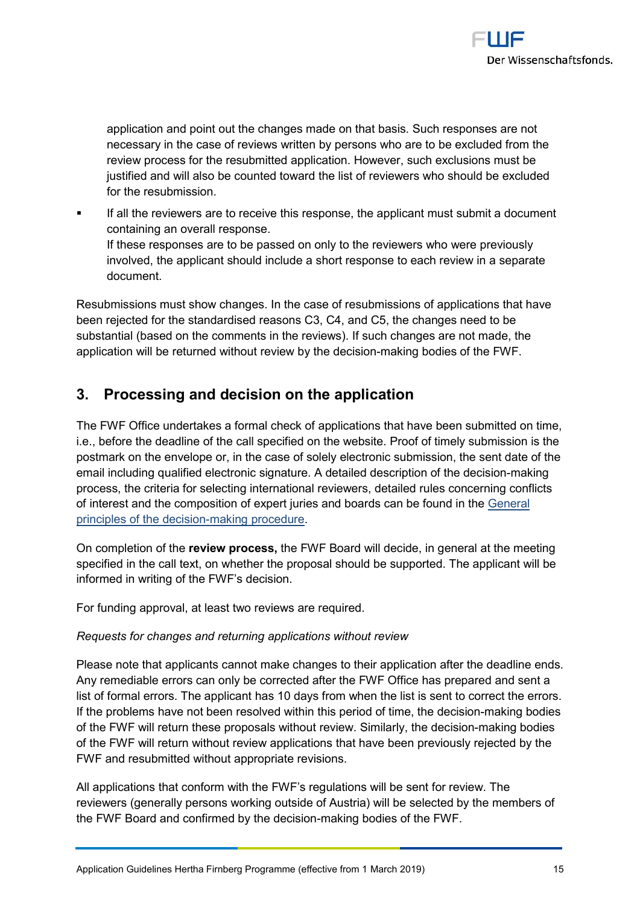application and point out the changes made on that basis. Such responses are not necessary in the case of reviews written by persons who are to be excluded from the review process for the resubmitted application. However, such exclusions must be justified and will also be counted toward the list of reviewers who should be excluded for the resubmission.

- If all the reviewers are to receive this response, the applicant must submit a document containing an overall response.
  If these responses are to be passed on only to the reviewers who were previously involved, the applicant should include a short response to each review in a separate document.

Resubmissions must show changes. In the case of resubmissions of applications that have been rejected for the standardised reasons C3, C4, and C5, the changes need to be substantial (based on the comments in the reviews). If such changes are not made, the application will be returned without review by the decision-making bodies of the FWF.

## 3. Processing and decision on the application

The FWF Office undertakes a formal check of applications that have been submitted on time, i.e., before the deadline of the call specified on the website. Proof of timely submission is the postmark on the envelope or, in the case of solely electronic submission, the sent date of the email including qualified electronic signature. A detailed description of the decision-making process, the criteria for selecting international reviewers, detailed rules concerning conflicts of interest and the composition of expert juries and boards can be found in the General principles of the decision-making procedure.

On completion of the **review process,** the FWF Board will decide, in general at the meeting specified in the call text, on whether the proposal should be supported. The applicant will be informed in writing of the FWF's decision.

For funding approval, at least two reviews are required.

*Requests for changes and returning applications without review*

Please note that applicants cannot make changes to their application after the deadline ends. Any remediable errors can only be corrected after the FWF Office has prepared and sent a list of formal errors. The applicant has 10 days from when the list is sent to correct the errors. If the problems have not been resolved within this period of time, the decision-making bodies of the FWF will return these proposals without review. Similarly, the decision-making bodies of the FWF will return without review applications that have been previously rejected by the FWF and resubmitted without appropriate revisions.

All applications that conform with the FWF's regulations will be sent for review. The reviewers (generally persons working outside of Austria) will be selected by the members of the FWF Board and confirmed by the decision-making bodies of the FWF.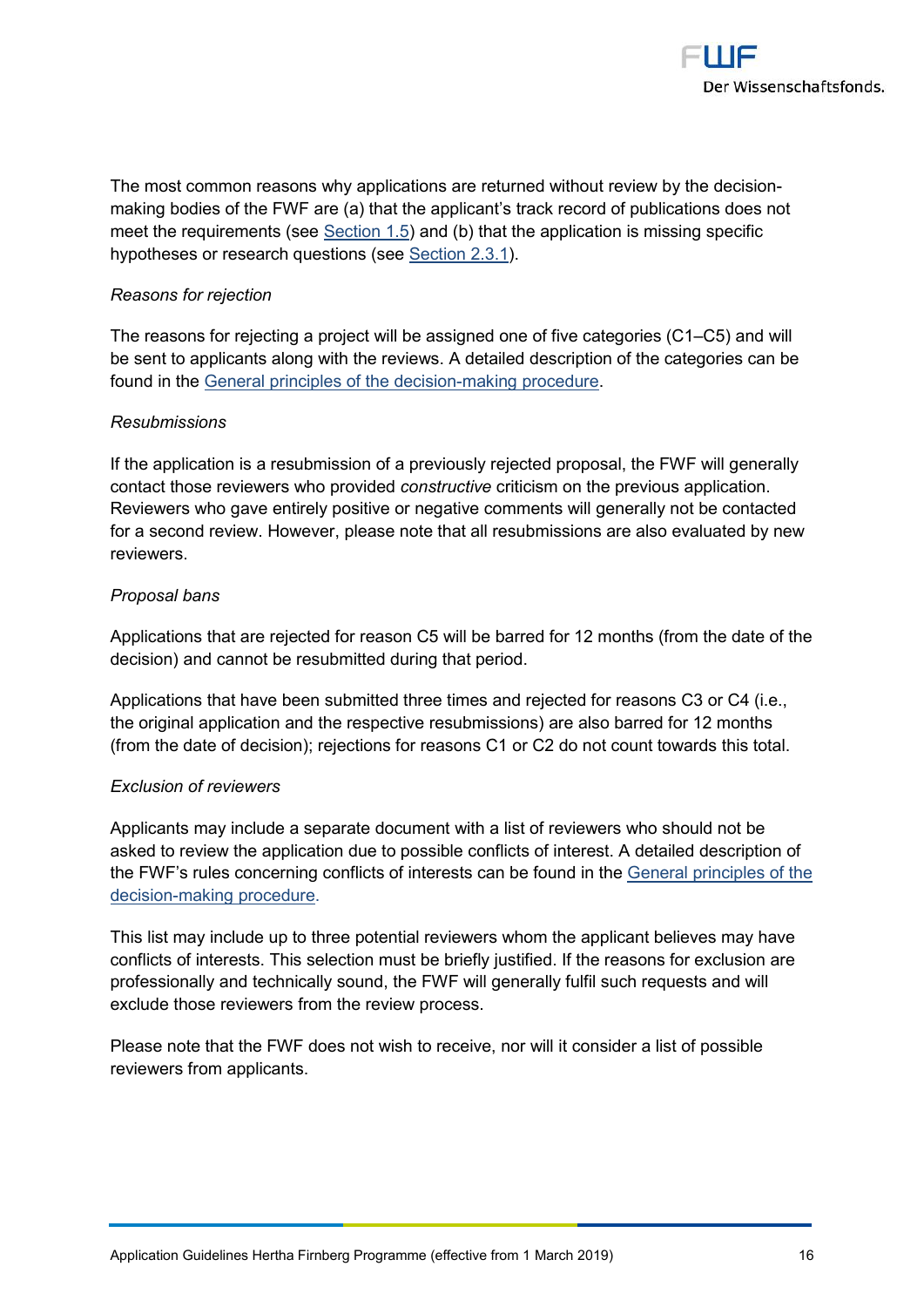The most common reasons why applications are returned without review by the decision-making bodies of the FWF are (a) that the applicant's track record of publications does not meet the requirements (see Section 1.5) and (b) that the application is missing specific hypotheses or research questions (see Section 2.3.1).

*Reasons for rejection*

The reasons for rejecting a project will be assigned one of five categories (C1–C5) and will be sent to applicants along with the reviews. A detailed description of the categories can be found in the General principles of the decision-making procedure.

*Resubmissions*

If the application is a resubmission of a previously rejected proposal, the FWF will generally contact those reviewers who provided *constructive* criticism on the previous application. Reviewers who gave entirely positive or negative comments will generally not be contacted for a second review. However, please note that all resubmissions are also evaluated by new reviewers.

*Proposal bans*

Applications that are rejected for reason C5 will be barred for 12 months (from the date of the decision) and cannot be resubmitted during that period.

Applications that have been submitted three times and rejected for reasons C3 or C4 (i.e., the original application and the respective resubmissions) are also barred for 12 months (from the date of decision); rejections for reasons C1 or C2 do not count towards this total.

*Exclusion of reviewers*

Applicants may include a separate document with a list of reviewers who should not be asked to review the application due to possible conflicts of interest. A detailed description of the FWF's rules concerning conflicts of interests can be found in the General principles of the decision-making procedure.

This list may include up to three potential reviewers whom the applicant believes may have conflicts of interests. This selection must be briefly justified. If the reasons for exclusion are professionally and technically sound, the FWF will generally fulfil such requests and will exclude those reviewers from the review process.

Please note that the FWF does not wish to receive, nor will it consider a list of possible reviewers from applicants.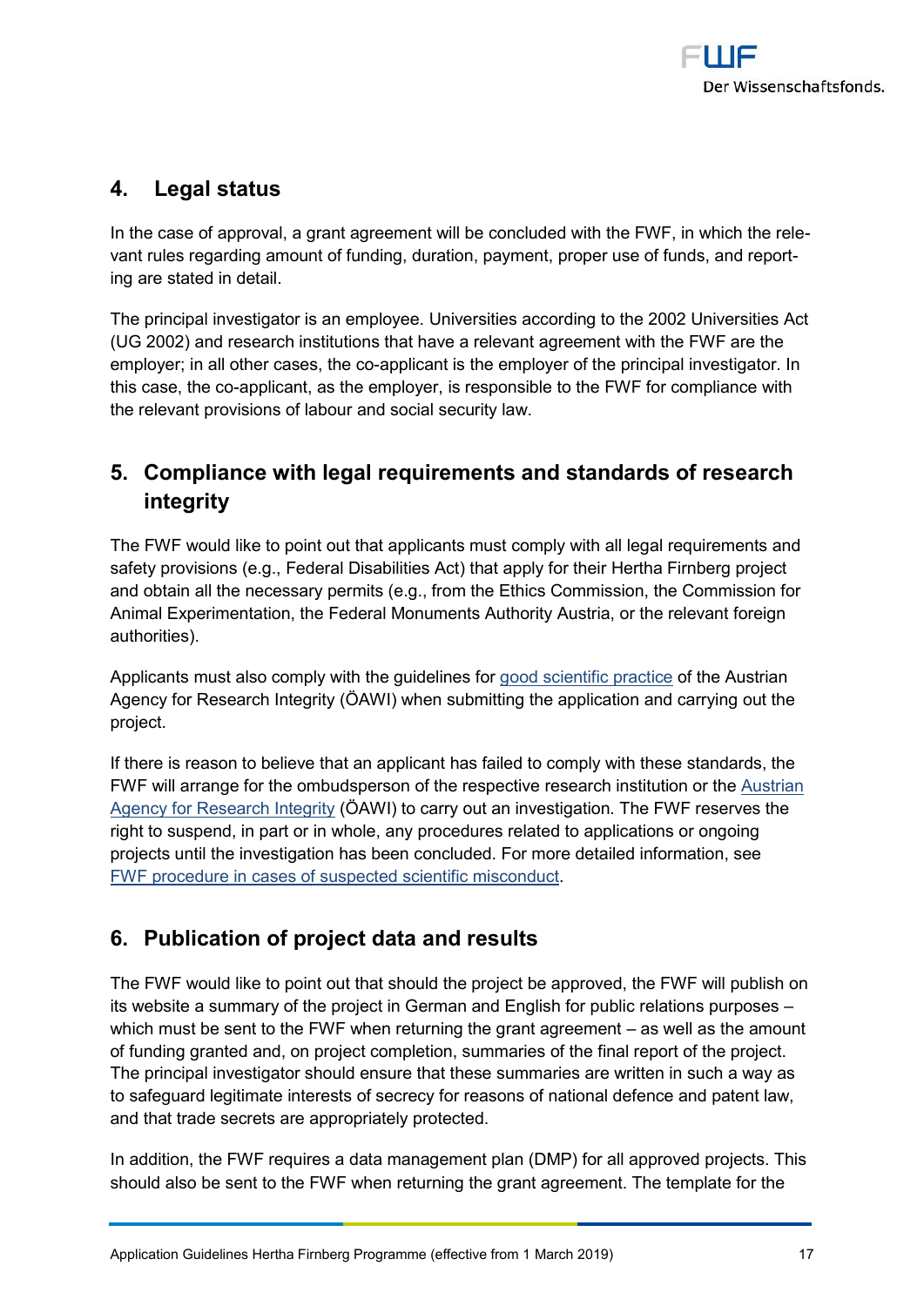## 4. Legal status

In the case of approval, a grant agreement will be concluded with the FWF, in which the relevant rules regarding amount of funding, duration, payment, proper use of funds, and reporting are stated in detail.

The principal investigator is an employee. Universities according to the 2002 Universities Act (UG 2002) and research institutions that have a relevant agreement with the FWF are the employer; in all other cases, the co-applicant is the employer of the principal investigator. In this case, the co-applicant, as the employer, is responsible to the FWF for compliance with the relevant provisions of labour and social security law.

## 5. Compliance with legal requirements and standards of research integrity

The FWF would like to point out that applicants must comply with all legal requirements and safety provisions (e.g., Federal Disabilities Act) that apply for their Hertha Firnberg project and obtain all the necessary permits (e.g., from the Ethics Commission, the Commission for Animal Experimentation, the Federal Monuments Authority Austria, or the relevant foreign authorities).

Applicants must also comply with the guidelines for good scientific practice of the Austrian Agency for Research Integrity (ÖAWI) when submitting the application and carrying out the project.

If there is reason to believe that an applicant has failed to comply with these standards, the FWF will arrange for the ombudsperson of the respective research institution or the Austrian Agency for Research Integrity (ÖAWI) to carry out an investigation. The FWF reserves the right to suspend, in part or in whole, any procedures related to applications or ongoing projects until the investigation has been concluded. For more detailed information, see FWF procedure in cases of suspected scientific misconduct.

## 6. Publication of project data and results

The FWF would like to point out that should the project be approved, the FWF will publish on its website a summary of the project in German and English for public relations purposes – which must be sent to the FWF when returning the grant agreement – as well as the amount of funding granted and, on project completion, summaries of the final report of the project. The principal investigator should ensure that these summaries are written in such a way as to safeguard legitimate interests of secrecy for reasons of national defence and patent law, and that trade secrets are appropriately protected.

In addition, the FWF requires a data management plan (DMP) for all approved projects. This should also be sent to the FWF when returning the grant agreement. The template for the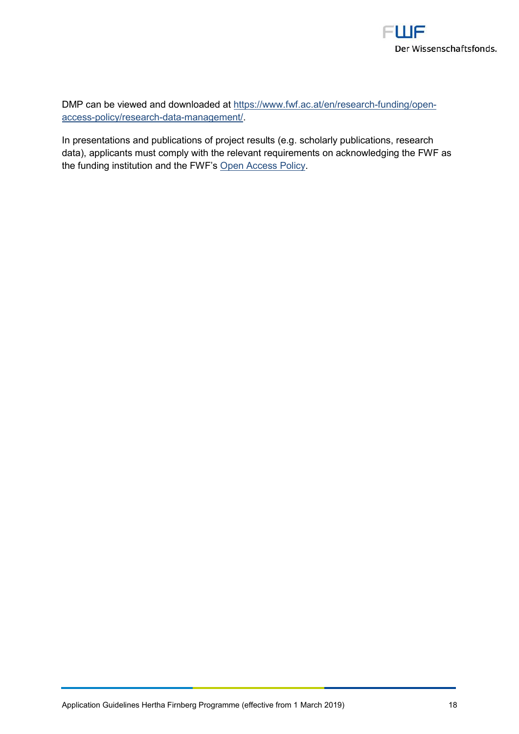DMP can be viewed and downloaded at [https://www.fwf.ac.at/en/research-funding/open-access-policy/research-data-management/](https://www.fwf.ac.at/en/research-funding/open-access-policy/research-data-management/).

In presentations and publications of project results (e.g. scholarly publications, research data), applicants must comply with the relevant requirements on acknowledging the FWF as the funding institution and the FWF's Open Access Policy.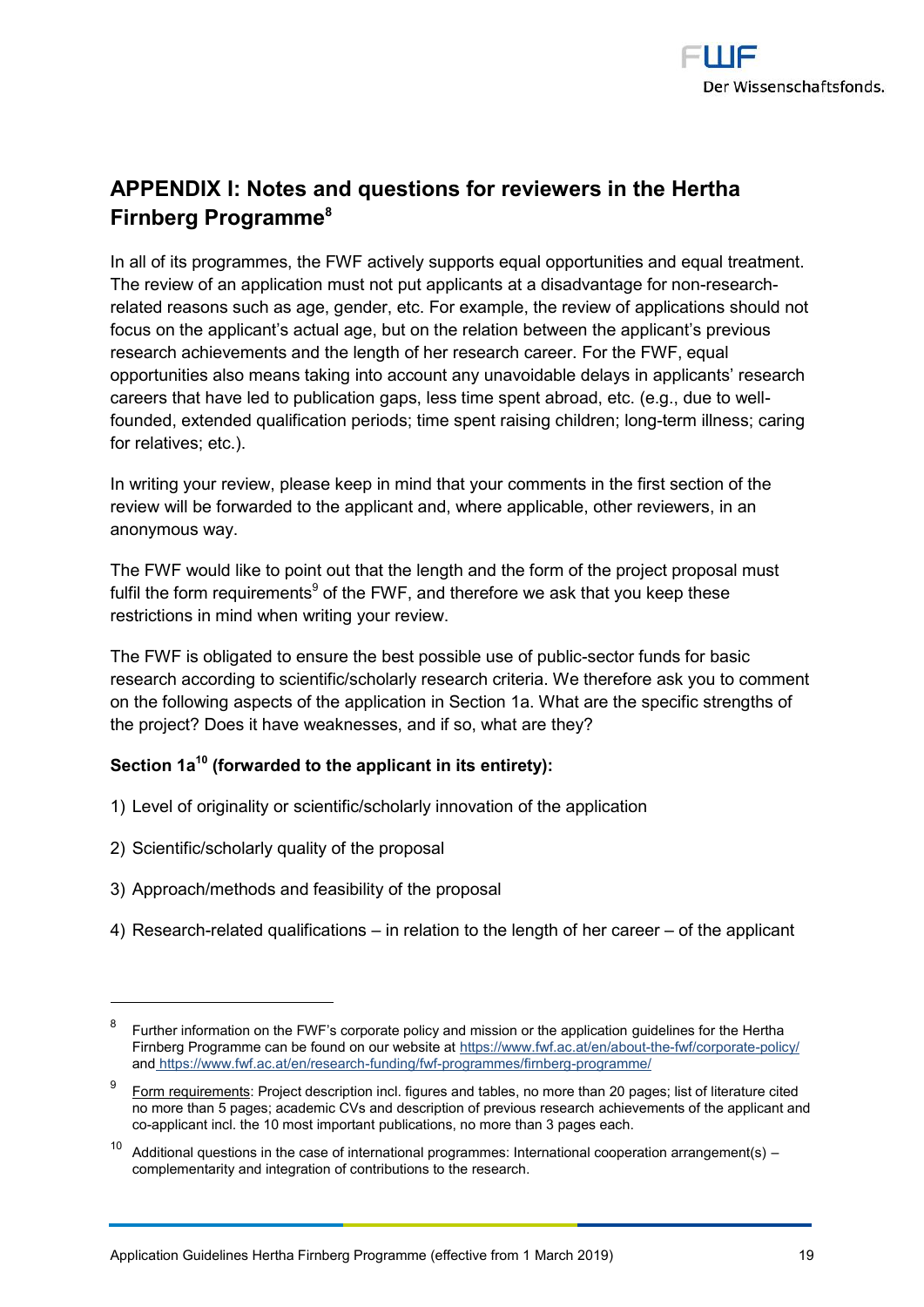## APPENDIX I: Notes and questions for reviewers in the Hertha Firnberg Programme[8]

In all of its programmes, the FWF actively supports equal opportunities and equal treatment. The review of an application must not put applicants at a disadvantage for non-research-related reasons such as age, gender, etc. For example, the review of applications should not focus on the applicant's actual age, but on the relation between the applicant's previous research achievements and the length of her research career. For the FWF, equal opportunities also means taking into account any unavoidable delays in applicants' research careers that have led to publication gaps, less time spent abroad, etc. (e.g., due to well-founded, extended qualification periods; time spent raising children; long-term illness; caring for relatives; etc.).

In writing your review, please keep in mind that your comments in the first section of the review will be forwarded to the applicant and, where applicable, other reviewers, in an anonymous way.

The FWF would like to point out that the length and the form of the project proposal must fulfil the form requirements[9] of the FWF, and therefore we ask that you keep these restrictions in mind when writing your review.

The FWF is obligated to ensure the best possible use of public-sector funds for basic research according to scientific/scholarly research criteria. We therefore ask you to comment on the following aspects of the application in Section 1a. What are the specific strengths of the project? Does it have weaknesses, and if so, what are they?

**Section 1a[10] (forwarded to the applicant in its entirety):**

1) Level of originality or scientific/scholarly innovation of the application
2) Scientific/scholarly quality of the proposal
3) Approach/methods and feasibility of the proposal
4) Research-related qualifications – in relation to the length of her career – of the applicant

---

[8] Further information on the FWF's corporate policy and mission or the application guidelines for the Hertha Firnberg Programme can be found on our website at https://www.fwf.ac.at/en/about-the-fwf/corporate-policy/ and https://www.fwf.ac.at/en/research-funding/fwf-programmes/firnberg-programme/

[9] Form requirements: Project description incl. figures and tables, no more than 20 pages; list of literature cited no more than 5 pages; academic CVs and description of previous research achievements of the applicant and co-applicant incl. the 10 most important publications, no more than 3 pages each.

[10] Additional questions in the case of international programmes: International cooperation arrangement(s) – complementarity and integration of contributions to the research.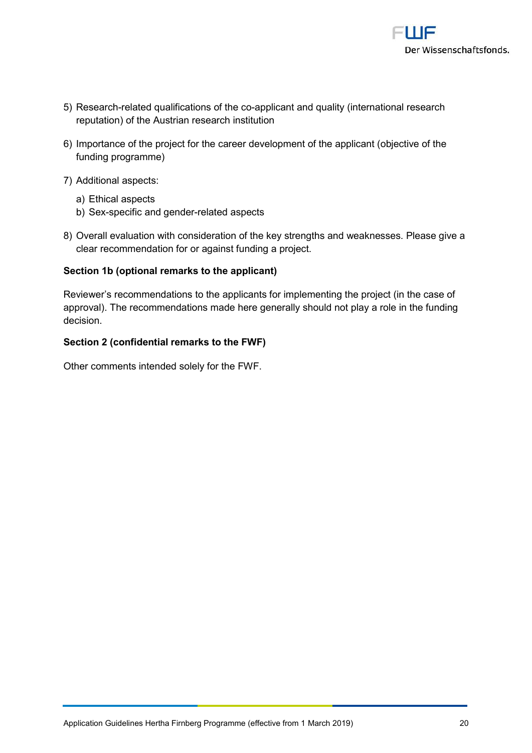5) Research-related qualifications of the co-applicant and quality (international research reputation) of the Austrian research institution

6) Importance of the project for the career development of the applicant (objective of the funding programme)

7) Additional aspects:

   a) Ethical aspects
   b) Sex-specific and gender-related aspects

8) Overall evaluation with consideration of the key strengths and weaknesses. Please give a clear recommendation for or against funding a project.

**Section 1b (optional remarks to the applicant)**

Reviewer's recommendations to the applicants for implementing the project (in the case of approval). The recommendations made here generally should not play a role in the funding decision.

**Section 2 (confidential remarks to the FWF)**

Other comments intended solely for the FWF.